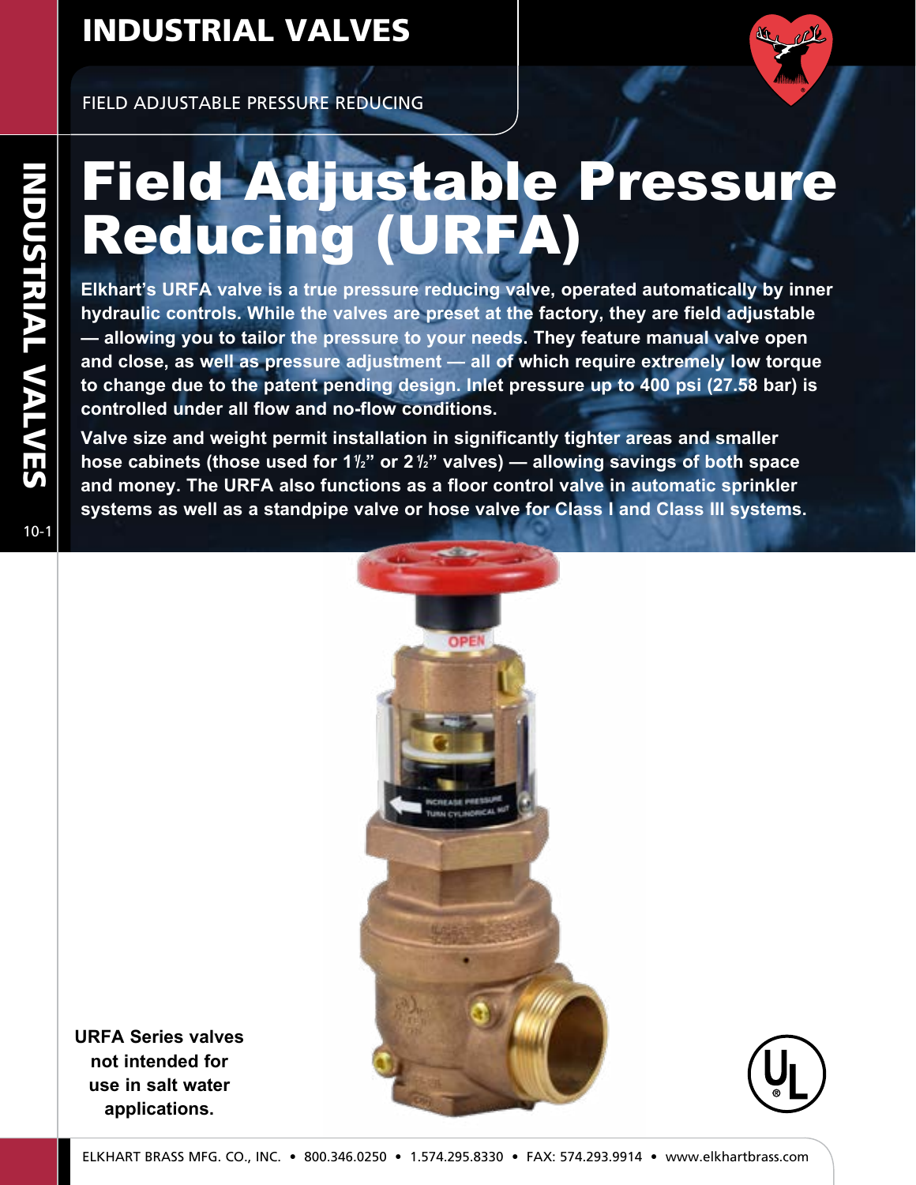# INDUSTRIAL VALVES

FIELD ADJUSTABLE PRESSURE REDUCING

# Field Adjustable Pressure Reducing (URFA)

**Elkhart's URFA valve is a true pressure reducing valve, operated automatically by inner hydraulic controls. While the valves are preset at the factory, they are field adjustable — allowing you to tailor the pressure to your needs. They feature manual valve open and close, as well as pressure adjustment — all of which require extremely low torque to change due to the patent pending design. Inlet pressure up to 400 psi (27.58 bar) is controlled under all flow and no-flow conditions.**

**Valve size and weight permit installation in significantly tighter areas and smaller hose cabinets (those used for 1½" or 2½" valves) — allowing savings of both space and money. The URFA also functions as a floor control valve in automatic sprinkler systems as well as a standpipe valve or hose valve for Class I and Class III systems.**

**URFA Series valves not intended for use in salt water applications.**

ELKHART BRASS MFG. CO., INC. • 800.346.0250 • 1.574.295.8330 • FAX: 574.293.9914 • www.elkhartbrass.com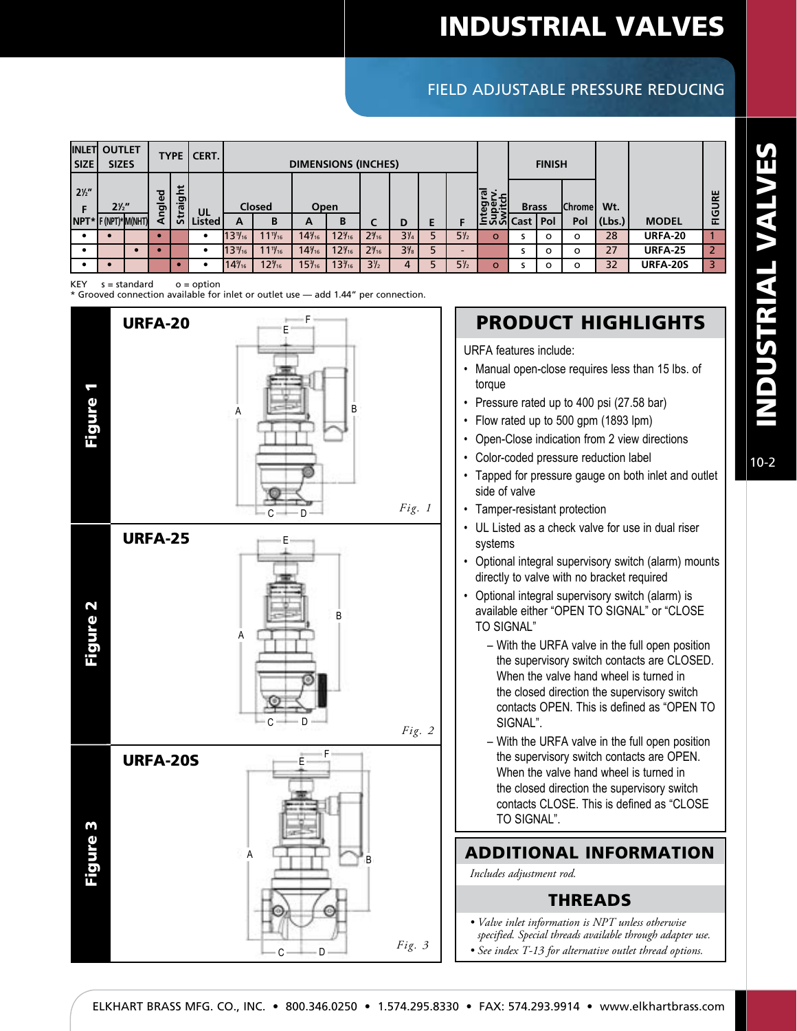# INDUSTRIAL VALVES

## FIELD ADJUSTABLE PRESSURE REDUCING

| INLET SIZE | OUTLET SIZES | | TYPE | | CERT. | DIMENSIONS (INCHES) | | | | | | | | Integral Superv. Switch | FINISH | | | Wt. | MODEL | FIGURE |
|---|---|---|---|---|---|---|---|---|---|---|---|---|---|---|---|---|---|---|---|---|
| 2½" | 2½" | | | | | Closed | | Open | | | | | | | Brass | | Chrome | | | |
| F NPT* | F (NPT)* | M(NHT) | Angled | Straight | UL Listed | A | B | A | B | C | D | E | F | | Cast | Pol | Pol | (Lbs.) | | |
| • | • | | • | | • | 13 11/16 | 11 11/16 | 14 9/16 | 12 9/16 | 2 9/16 | 3¼ | 5 | 5½ | o | s | o | o | 28 | URFA-20 | 1 |
| • | | • | • | | • | 13 11/16 | 11 11/16 | 14 9/16 | 12 9/16 | 2 9/16 | 3⅜ | 5 | - | | s | o | o | 27 | URFA-25 | 2 |
| • | • | | | • | • | 14 9/16 | 12 9/16 | 15 7/16 | 13 9/16 | 3½ | 4 | 5 | 5½ | o | s | o | o | 32 | URFA-20S | 3 |

KEY s = standard o = option

\* Grooved connection available for inlet or outlet use — add 1.44" per connection.

**Figure 1**

**URFA-20**

*Fig. 1*

**Figure 2**

**URFA-25**

*Fig. 2*

**Figure 3**

**URFA-20S**

*Fig. 3*

## PRODUCT HIGHLIGHTS

URFA features include:

- Manual open-close requires less than 15 lbs. of torque
- Pressure rated up to 400 psi (27.58 bar)
- Flow rated up to 500 gpm (1893 lpm)
- Open-Close indication from 2 view directions
- Color-coded pressure reduction label
- Tapped for pressure gauge on both inlet and outlet side of valve
- Tamper-resistant protection
- UL Listed as a check valve for use in dual riser systems
- Optional integral supervisory switch (alarm) mounts directly to valve with no bracket required
- Optional integral supervisory switch (alarm) is available either "OPEN TO SIGNAL" or "CLOSE TO SIGNAL"
  - With the URFA valve in the full open position the supervisory switch contacts are CLOSED. When the valve hand wheel is turned in the closed direction the supervisory switch contacts OPEN. This is defined as "OPEN TO SIGNAL".
  - With the URFA valve in the full open position the supervisory switch contacts are OPEN. When the valve hand wheel is turned in the closed direction the supervisory switch contacts CLOSE. This is defined as "CLOSE TO SIGNAL".

## ADDITIONAL INFORMATION

*Includes adjustment rod.*

## THREADS

- *Valve inlet information is NPT unless otherwise specified. Special threads available through adapter use.*
- *See index T-13 for alternative outlet thread options.*

ELKHART BRASS MFG. CO., INC. • 800.346.0250 • 1.574.295.8330 • FAX: 574.293.9914 • www.elkhartbrass.com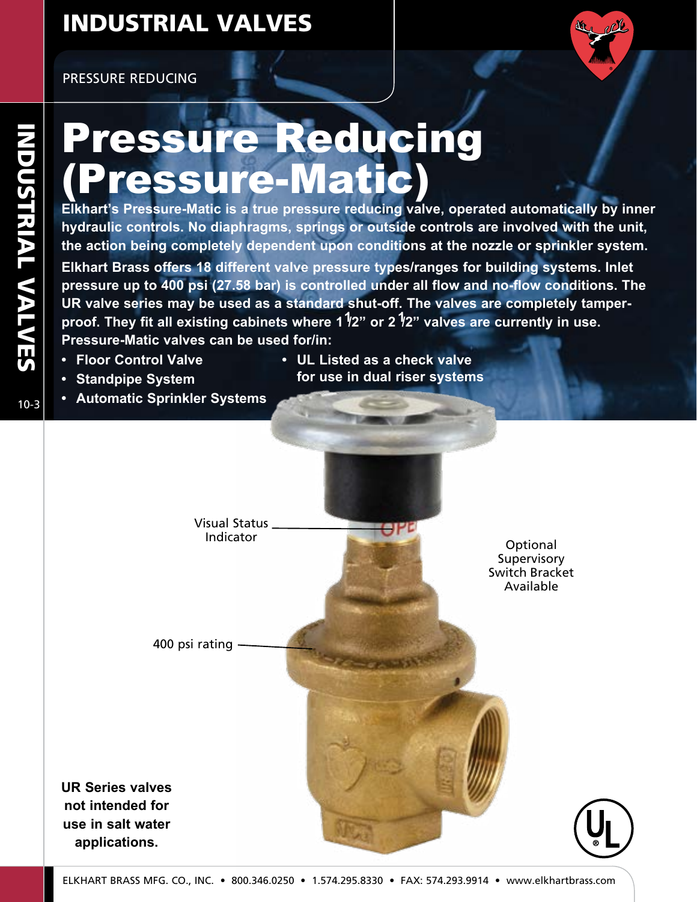# Pressure Reducing (Pressure-Matic)

**Elkhart's Pressure-Matic is a true pressure reducing valve, operated automatically by inner hydraulic controls. No diaphragms, springs or outside controls are involved with the unit, the action being completely dependent upon conditions at the nozzle or sprinkler system.**

**Elkhart Brass offers 18 different valve pressure types/ranges for building systems. Inlet pressure up to 400 psi (27.58 bar) is controlled under all flow and no-flow conditions. The UR valve series may be used as a standard shut-off. The valves are completely tamper-proof. They fit all existing cabinets where 1 1/2" or 2 1/2" valves are currently in use. Pressure-Matic valves can be used for/in:**

- **Floor Control Valve**
- **Standpipe System**
- **Automatic Sprinkler Systems**
- **UL Listed as a check valve for use in dual riser systems**

Visual Status Indicator

Optional Supervisory Switch Bracket Available

400 psi rating

**UR Series valves not intended for use in salt water applications.**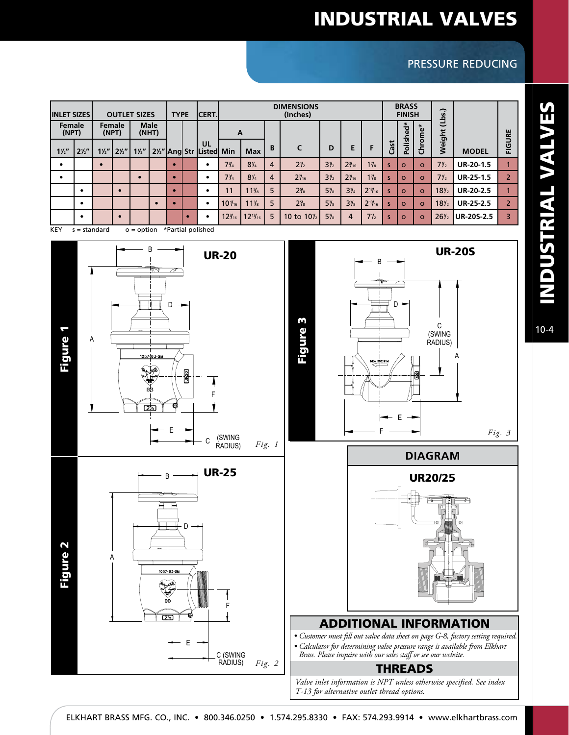# INDUSTRIAL VALVES

## PRESSURE REDUCING

| INLET SIZES | | OUTLET SIZES | | | | TYPE | | CERT. | DIMENSIONS (Inches) | | | | | | | BRASS FINISH | | | Weight (Lbs.) | MODEL | FIGURE |
|---|---|---|---|---|---|---|---|---|---|---|---|---|---|---|---|---|---|---|---|---|---|
| Female (NPT) | | Female (NPT) | | Male (NHT) | | | | | A | | B | C | D | E | F | Cast | Polished* | Chrome* | | | |
| 1½" | 2½" | 1½" | 2½" | 1½" | 2½" | Ang | Str | UL Listed | Min | Max | | | | | | | | | | | |
| • | | • | | | | • | | • | 7¾ | 8¼ | 4 | 2½ | 3½ | 2⁵⁄₁₆ | 1⅞ | s | o | o | 7½ | UR-20-1.5 | 1 |
| • | | | | • | | • | | • | 7¾ | 8¼ | 4 | 2⁷⁄₁₆ | 3½ | 2⁵⁄₁₆ | 1⅞ | s | o | o | 7½ | UR-25-1.5 | 2 |
| | • | | • | | | • | | • | 11 | 11⅝ | 5 | 2⅜ | 5⅞ | 3¼ | 2¹³⁄₁₆ | s | o | o | 18½ | UR-20-2.5 | 1 |
| | • | | | | • | • | | • | 10⁹⁄₁₆ | 11⅜ | 5 | 2⅞ | 5⅞ | 3⅜ | 2¹³⁄₁₆ | s | o | o | 18½ | UR-25-2.5 | 2 |
| | • | | • | | | | • | • | 12³⁄₁₆ | 12¹³⁄₁₆ | 5 | 10 to 10½ | 5⅞ | 4 | 7½ | s | o | o | 26½ | UR-20S-2.5 | 3 |

KEY s = standard o = option *Partial polished

**Figure 1** — UR-20

*Fig. 1*

**Figure 2** — UR-25

*Fig. 2*

**Figure 3** — UR-20S

*Fig. 3*

## DIAGRAM

**UR20/25**

## ADDITIONAL INFORMATION

- *Customer must fill out valve data sheet on page G-8, factory setting required.*
- *Calculator for determining valve pressure range is available from Elkhart Brass. Please inquire with our sales staff or see our website.*

## THREADS

*Valve inlet information is NPT unless otherwise specified. See index T-13 for alternative outlet thread options.*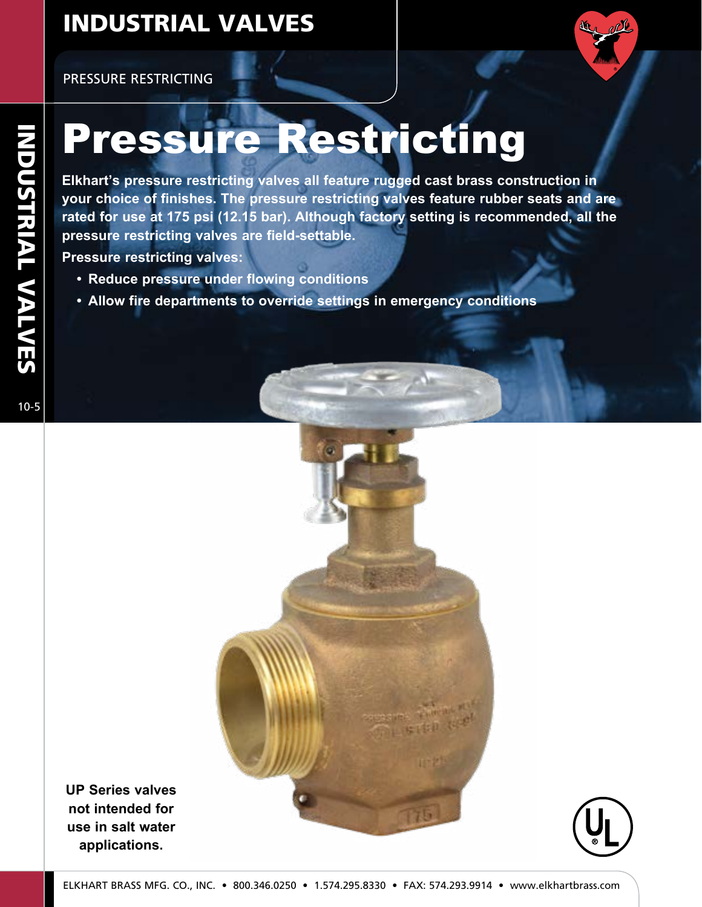# Pressure Restricting

**Elkhart's pressure restricting valves all feature rugged cast brass construction in your choice of finishes. The pressure restricting valves feature rubber seats and are rated for use at 175 psi (12.15 bar). Although factory setting is recommended, all the pressure restricting valves are field-settable.**

**Pressure restricting valves:**

- **Reduce pressure under flowing conditions**
- **Allow fire departments to override settings in emergency conditions**

**UP Series valves not intended for use in salt water applications.**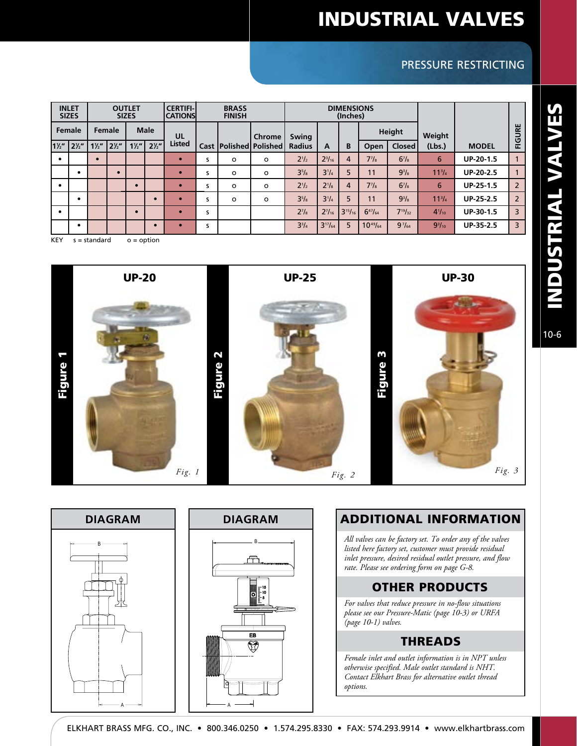# INDUSTRIAL VALVES

## PRESSURE RESTRICTING

| INLET SIZES | | OUTLET SIZES | | | | CERTIFI-CATIONS | BRASS FINISH | | | DIMENSIONS (Inches) | | | | | Weight | MODEL | FIGURE |
|---|---|---|---|---|---|---|---|---|---|---|---|---|---|---|---|---|---|
| Female | | Female | | Male | | UL Listed | | | | | | | Height | | | | |
| 1½" | 2½" | 1½" | 2½" | 1½" | 2½" | | Cast | Polished | Chrome Polished | Swing Radius | A | B | Open | Closed | (Lbs.) | | |
| • | | • | | | | • | s | o | o | 2½ | 2³⁄₁₆ | 4 | 7⅞ | 6⅞ | 6 | UP-20-1.5 | 1 |
| | • | | • | | | • | s | o | o | 3⅝ | 3¼ | 5 | 11 | 9⅜ | 11¾ | UP-20-2.5 | 1 |
| • | | | | • | | • | s | o | o | 2½ | 2⅛ | 4 | 7⅞ | 6⅞ | 6 | UP-25-1.5 | 2 |
| | • | | | | • | • | s | o | o | 3⅝ | 3¼ | 5 | 11 | 9⅜ | 11¾ | UP-25-2.5 | 2 |
| • | | | | • | | • | s | | | 2⅞ | 2⁷⁄₁₆ | 3¹⁵⁄₁₆ | 6⁴⁷⁄₆₄ | 7¹⁹⁄₃₂ | 4¹⁄₁₀ | UP-30-1.5 | 3 |
| | • | | | | • | • | s | | | 3¾ | 3¹⁷⁄₆₄ | 5 | 10⁴⁹⁄₆₄ | 9⁷⁄₆₄ | 9³⁄₁₀ | UP-35-2.5 | 3 |

KEY s = standard o = option

**UP-20** — Figure 1 — *Fig. 1*

**UP-25** — Figure 2 — *Fig. 2*

**UP-30** — Figure 3 — *Fig. 3*

## DIAGRAM

## DIAGRAM

## ADDITIONAL INFORMATION

*All valves can be factory set. To order any of the valves listed here factory set, customer must provide residual inlet pressure, desired residual outlet pressure, and flow rate. Please see ordering form on page G-8.*

## OTHER PRODUCTS

*For valves that reduce pressure in no-flow situations please see our Pressure-Matic (page 10-3) or URFA (page 10-1) valves.*

## THREADS

*Female inlet and outlet information is in NPT unless otherwise specified. Male outlet standard is NHT. Contact Elkhart Brass for alternative outlet thread options.*

ELKHART BRASS MFG. CO., INC. • 800.346.0250 • 1.574.295.8330 • FAX: 574.293.9914 • www.elkhartbrass.com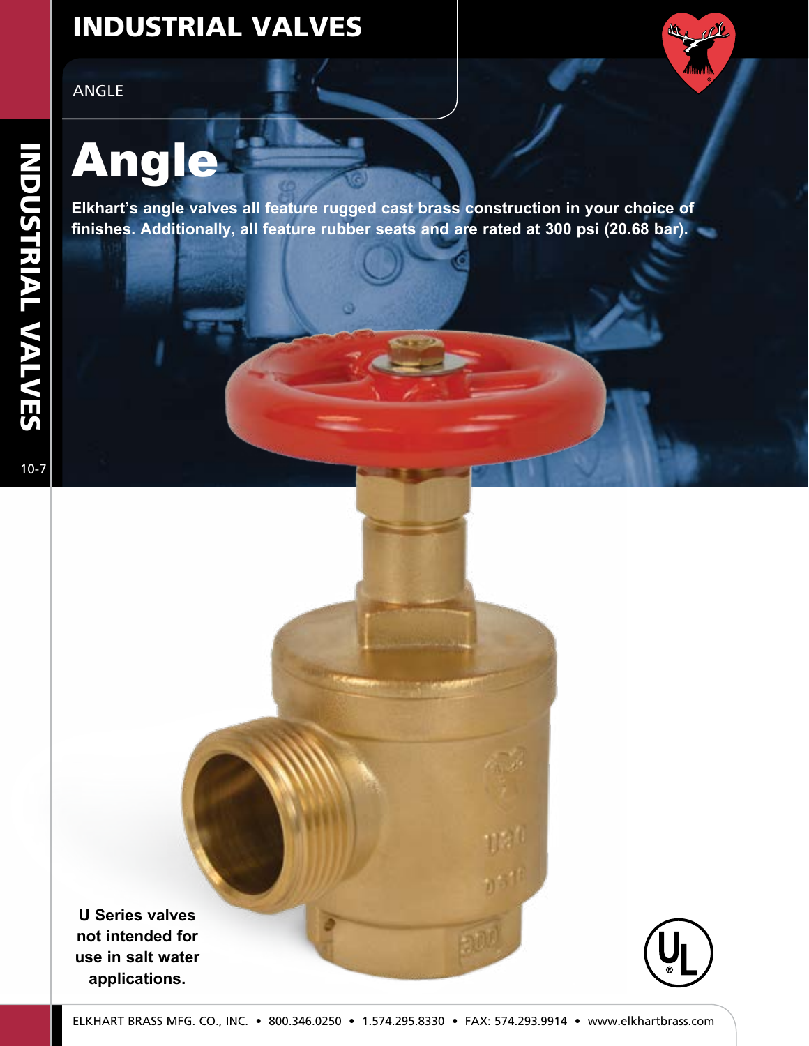# Angle

**Elkhart's angle valves all feature rugged cast brass construction in your choice of finishes. Additionally, all feature rubber seats and are rated at 300 psi (20.68 bar).**

**U Series valves not intended for use in salt water applications.**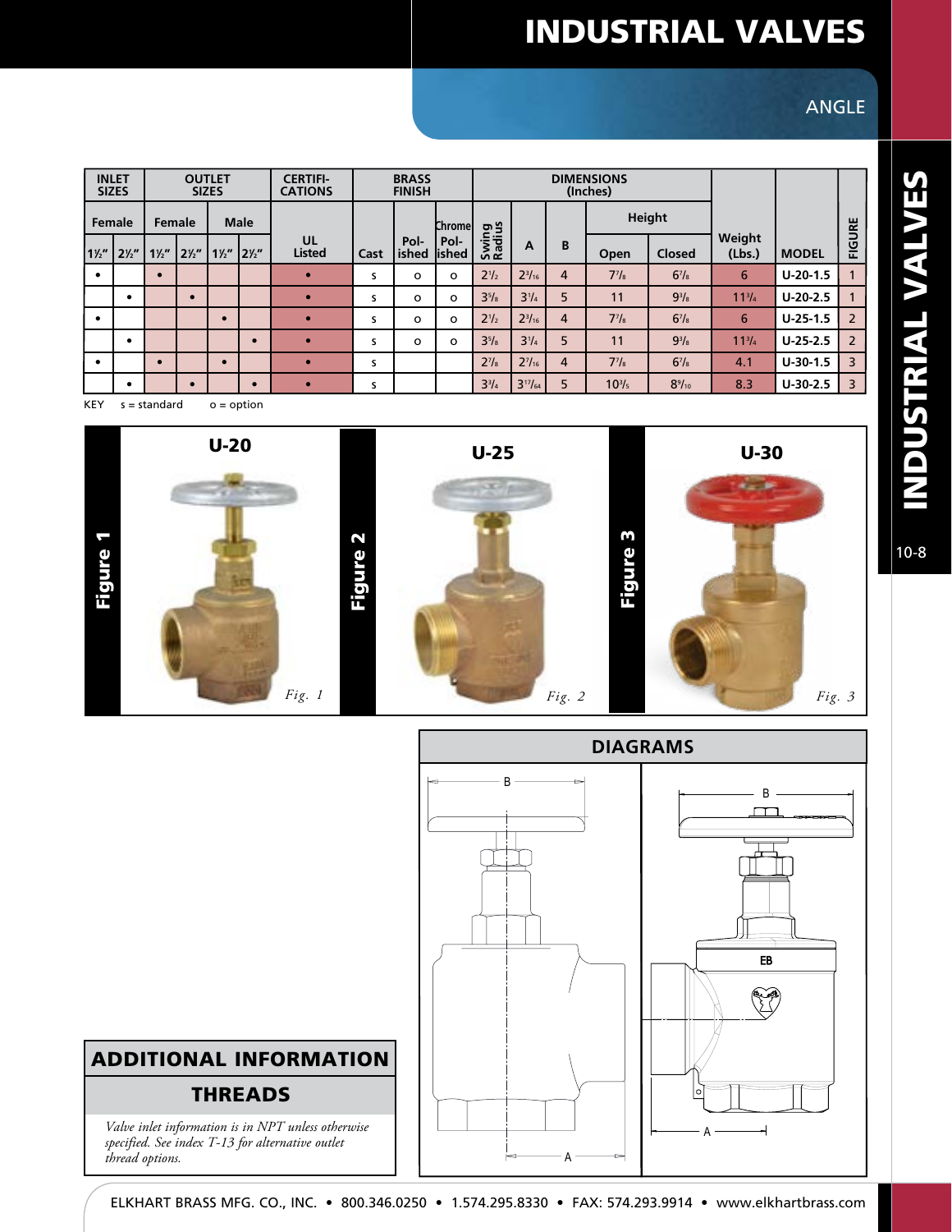# INDUSTRIAL VALVES

## ANGLE

| INLET SIZES | | OUTLET SIZES | | | | CERTIFICATIONS | BRASS FINISH | | | DIMENSIONS (Inches) | | | | | | | |
|---|---|---|---|---|---|---|---|---|---|---|---|---|---|---|---|---|---|
| Female | | Female | | Male | | | | | Chrome | | | | Height | | | | |
| 1½" | 2½" | 1½" | 2½" | 1½" | 2½" | UL Listed | Cast | Polished | Polished | Swing Radius | A | B | Open | Closed | Weight (Lbs.) | MODEL | FIGURE |
| • | | • | | | | • | s | o | o | 2½ | 2³⁄₁₆ | 4 | 7⅞ | 6⅞ | 6 | U-20-1.5 | 1 |
| | • | | • | | | • | s | o | o | 3⅝ | 3¼ | 5 | 11 | 9⅜ | 11¾ | U-20-2.5 | 1 |
| • | | | | • | | • | s | o | o | 2½ | 2³⁄₁₆ | 4 | 7⅞ | 6⅞ | 6 | U-25-1.5 | 2 |
| | • | | | | • | • | s | o | o | 3⅝ | 3¼ | 5 | 11 | 9⅜ | 11¾ | U-25-2.5 | 2 |
| • | | • | | • | | • | s | | | 2⅞ | 2⁷⁄₁₆ | 4 | 7⅞ | 6⅞ | 4.1 | U-30-1.5 | 3 |
| | • | | • | | • | • | s | | | 3¾ | 3¹⁷⁄₆₄ | 5 | 10⅗ | 8⁹⁄₁₀ | 8.3 | U-30-2.5 | 3 |

KEY s = standard o = option

U-20

Figure 1

*Fig. 1*

U-25

Figure 2

*Fig. 2*

U-30

Figure 3

*Fig. 3*

## DIAGRAMS

B

A

B

EB

A

## ADDITIONAL INFORMATION

### THREADS

*Valve inlet information is in NPT unless otherwise specified. See index T-13 for alternative outlet thread options.*

ELKHART BRASS MFG. CO., INC. • 800.346.0250 • 1.574.295.8330 • FAX: 574.293.9914 • www.elkhartbrass.com